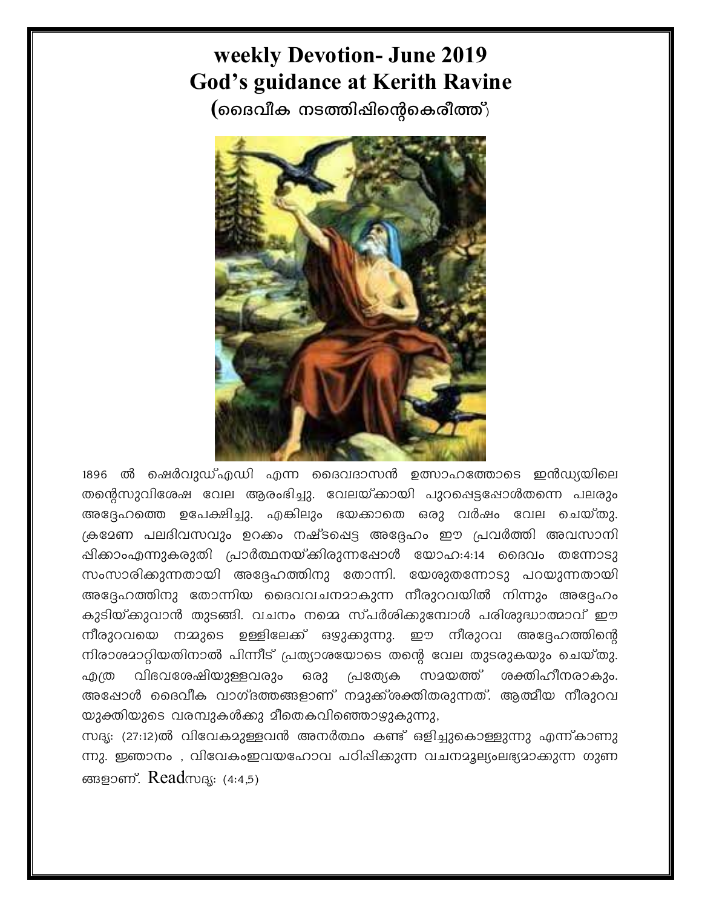# weekly Devotion- June 2019
# God's guidance at Kerith Ravine
## (ദൈവീക നടത്തിപ്പിന്റെകെരീത്ത്)

1896 ൽ ഷെർവുഡ്എഡി എന്ന ദൈവദാസൻ ഉത്സാഹത്തോടെ ഇൻഡ്യയിലെ തന്റെസുവിശേഷ വേല ആരംഭിച്ചു. വേലയ്ക്കായി പുറപ്പെട്ടപ്പോൾതന്നെ പലരും അദ്ദേഹത്തെ ഉപേക്ഷിച്ചു. എങ്കിലും ഭയക്കാതെ ഒരു വർഷം വേല ചെയ്തു. ക്രമേണ പലദിവസവും ഉറക്കം നഷ്ടപ്പെട്ട അദ്ദേഹം ഈ പ്രവർത്തി അവസാനിപ്പിക്കാംഎന്നുകരുതി പ്രാർത്ഥനയ്ക്കിരുന്നപ്പോൾ യോഹ:4:14 ദൈവം തന്നോടു സംസാരിക്കുന്നതായി അദ്ദേഹത്തിനു തോന്നി. യേശുതന്നോടു പറയുന്നതായി അദ്ദേഹത്തിനു തോന്നിയ ദൈവവചനമാകുന്ന നീരുറവയിൽ നിന്നും അദ്ദേഹം കുടിയ്ക്കുവാൻ തുടങ്ങി. വചനം നമ്മെ സ്പർശിക്കുമ്പോൾ പരിശുദ്ധാത്മാവ് ഈ നീരുറവയെ നമ്മുടെ ഉള്ളിലേക്ക് ഒഴുക്കുന്നു. ഈ നീരുറവ അദ്ദേഹത്തിന്റെ നിരാശമാറ്റിയതിനാൽ പിന്നീട് പ്രത്യാശയോടെ തന്റെ വേല തുടരുകയും ചെയ്തു. എത്ര വിഭവശേഷിയുള്ളവരും ഒരു പ്രത്യേക സമയത്ത് ശക്തിഹീനരാകും. അപ്പോൾ ദൈവീക വാഗ്ദത്തങ്ങളാണ് നമുക്ക്ശക്തിതരുന്നത്. ആത്മീയ നീരുറവ യുക്തിയുടെ വരമ്പുകൾക്കു മീതെകവിഞ്ഞൊഴുകുന്നു,

സദൃ: (27:12)ൽ വിവേകമുള്ളവൻ അനർത്ഥം കണ്ട് ഒളിച്ചുകൊള്ളുന്നു എന്ന്കാണുന്നു. ജ്ഞാനം , വിവേകംഇവയഹോവ പഠിപ്പിക്കുന്ന വചനമൂല്യംലഭ്യമാക്കുന്ന ഗുണങ്ങളാണ്. Readസദൃ: (4:4,5)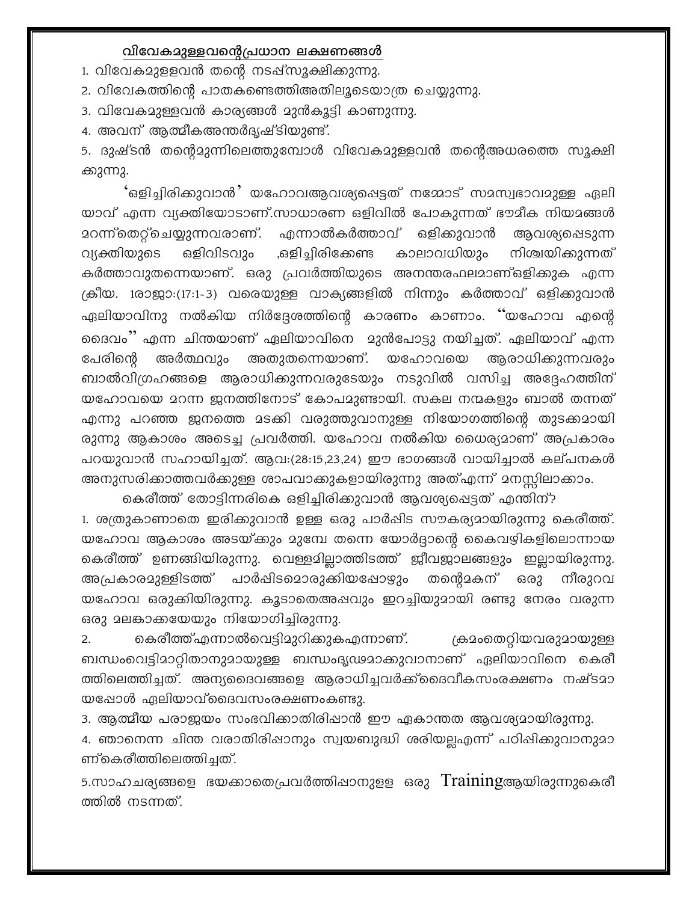## വിവേകമുള്ളവന്റെപ്രധാന ലക്ഷണങ്ങൾ

1. വിവേകമുളളവൻ തന്റെ നടപ്പ്സൂക്ഷിക്കുന്നു.
2. വിവേകത്തിന്റെ പാതകണ്ടെത്തിഅതിലൂടെയാത്ര ചെയ്യുന്നു.
3. വിവേകമുള്ളവൻ കാര്യങ്ങൾ മുൻകൂട്ടി കാണുന്നു.
4. അവന് ആത്മീകഅന്തർദൃഷ്ടിയുണ്ട്.
5. ദുഷ്ടൻ തന്റെമുന്നിലെത്തുമ്പോൾ വിവേകമുള്ളവൻ തന്റെഅധരത്തെ സൂക്ഷിക്കുന്നു.

'ഒളിച്ചിരിക്കുവാൻ' യഹോവആവശ്യപ്പെട്ടത് നമ്മോട് സമസ്വഭാവമുള്ള ഏലിയാവ് എന്ന വ്യക്തിയോടാണ്.സാധാരണ ഒളിവിൽ പോകുന്നത് ഭൗമീക നിയമങ്ങൾ മറന്ന്തെറ്റ്ചെയ്യുന്നവരാണ്. എന്നാൽകർത്താവ് ഒളിക്കുവാൻ ആവശ്യപ്പെടുന്ന വ്യക്തിയുടെ ഒളിവിടവും ,ഒളിച്ചിരിക്കേണ്ട കാലാവധിയും നിശ്ചയിക്കുന്നത് കർത്താവുതന്നെയാണ്. ഒരു പ്രവർത്തിയുടെ അനന്തരഫലമാണ്ഒളിക്കുക എന്ന ക്രിയ. 1രാജാ:(17:1-3) വരെയുള്ള വാക്യങ്ങളിൽ നിന്നും കർത്താവ് ഒളിക്കുവാൻ ഏലിയാവിനു നൽകിയ നിർദ്ദേശത്തിന്റെ കാരണം കാണാം. "യഹോവ എന്റെ ദൈവം" എന്ന ചിന്തയാണ് ഏലിയാവിനെ മുൻപോട്ടു നയിച്ചത്. ഏലിയാവ് എന്ന പേരിന്റെ അർത്ഥവും അതുതന്നെയാണ്. യഹോവയെ ആരാധിക്കുന്നവരും ബാൽവിഗ്രഹങ്ങളെ ആരാധിക്കുന്നവരുടേയും നടുവിൽ വസിച്ച അദ്ദേഹത്തിന് യഹോവയെ മറന്ന ജനത്തിനോട് കോപമുണ്ടായി. സകല നന്മകളും ബാൽ തന്നത് എന്നു പറഞ്ഞ ജനത്തെ മടക്കി വരുത്തുവാനുള്ള നിയോഗത്തിന്റെ തുടക്കമായിരുന്നു ആകാശം അടച്ച പ്രവർത്തി. യഹോവ നൽകിയ ധൈര്യമാണ് അപ്രകാരം പറയുവാൻ സഹായിച്ചത്. ആവ:(28:15,23,24) ഈ ഭാഗങ്ങൾ വായിച്ചാൽ കല്പനകൾ അനുസരിക്കാത്തവർക്കുള്ള ശാപവാക്കുകളായിരുന്നു അത്എന്ന് മനസ്സിലാക്കാം.

കെരീത്ത് തോട്ടിന്നരികെ ഒളിച്ചിരിക്കുവാൻ ആവശ്യപ്പെട്ടത് എന്തിന്?

1. ശത്രുകാണാതെ ഇരിക്കുവാൻ ഉള്ള ഒരു പാർപ്പിട സൗകര്യമായിരുന്നു കെരീത്ത്. യഹോവ ആകാശം അടയ്ക്കും മുമ്പേ തന്നെ യോർദ്ദാന്റെ കൈവഴികളിലൊന്നായ കെരീത്ത് ഉണങ്ങിയിരുന്നു. വെള്ളമില്ലാത്തിടത്ത് ജീവജാലങ്ങളും ഇല്ലായിരുന്നു. അപ്രകാരമുള്ളിടത്ത് പാർപ്പിടമൊരുക്കിയപ്പോഴും തന്റെമകന് ഒരു നീരുറവ യഹോവ ഒരുക്കിയിരുന്നു. കൂടാതെഅപ്പവും ഇറച്ചിയുമായി രണ്ടു നേരം വരുന്ന ഒരു മലങ്കാക്കയേയും നിയോഗിച്ചിരുന്നു.
2. കെരീത്ത്എന്നാൽവെട്ടിമുറിക്കുകഎന്നാണ്. ക്രമംതെറ്റിയവരുമായുള്ള ബന്ധംവെട്ടിമാറ്റിതാനുമായുള്ള ബന്ധംദൃഢമാക്കുവാനാണ് ഏലിയാവിനെ കെരീത്തിലെത്തിച്ചത്. അന്യദൈവങ്ങളെ ആരാധിച്ചവർക്ക്ദൈവീകസംരക്ഷണം നഷ്ടമായപ്പോൾ ഏലിയാവ്ദൈവസംരക്ഷണംകണ്ടു.
3. ആത്മീയ പരാജയം സംഭവിക്കാതിരിപ്പാൻ ഈ ഏകാന്തത ആവശ്യമായിരുന്നു.
4. ഞാനെന്ന ചിന്ത വരാതിരിപ്പാനും സ്വയബുദ്ധി ശരിയല്ലഎന്ന് പഠിപ്പിക്കുവാനുമാണ്കെരീത്തിലെത്തിച്ചത്.
5. സാഹചര്യങ്ങളെ ഭയക്കാതെപ്രവർത്തിപ്പാനുള്ള ഒരു Trainingആയിരുന്നുകെരീത്തിൽ നടന്നത്.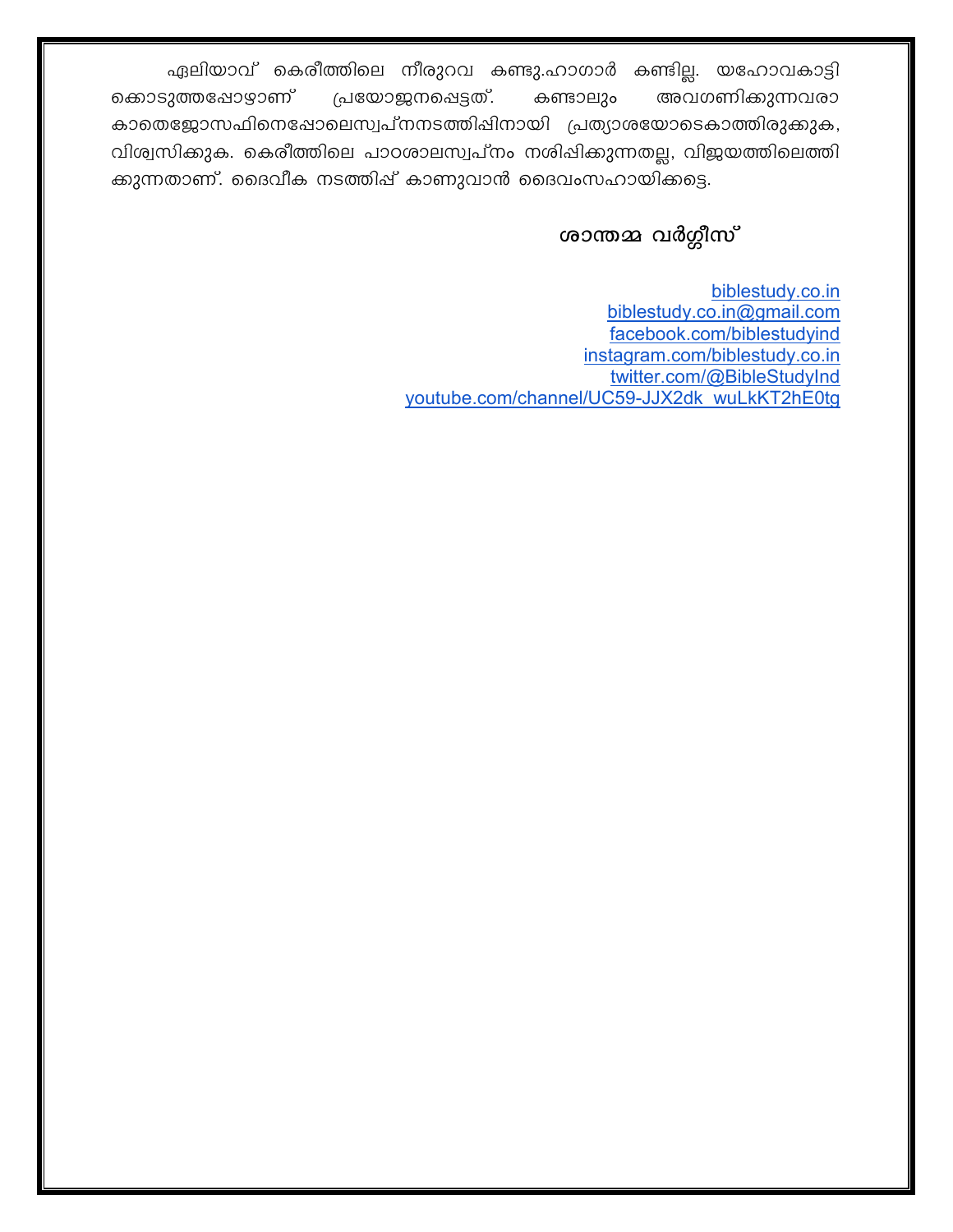ഏലിയാവ് കെരീത്തിലെ നീരുറവ കണ്ടു.ഹാഗാർ കണ്ടില്ല. യഹോവകാട്ടി കൊടുത്തപ്പോഴാണ് പ്രയോജനപ്പെട്ടത്. കണ്ടാലും അവഗണിക്കുന്നവരാകാതെജോസഫിനെപ്പോലെസ്വപ്നനടത്തിപ്പിനായി പ്രത്യാശയോടെകാത്തിരുക്കുക, വിശ്വസിക്കുക. കെരീത്തിലെ പാഠശാലസ്വപ്നം നശിപ്പിക്കുന്നതല്ല, വിജയത്തിലെത്തിക്കുന്നതാണ്. ദൈവീക നടത്തിപ്പ് കാണുവാൻ ദൈവംസഹായിക്കട്ടെ.

**ശാന്തമ്മ വർഗ്ഗീസ്**

biblestudy.co.in
biblestudy.co.in@gmail.com
facebook.com/biblestudyind
instagram.com/biblestudy.co.in
twitter.com/@BibleStudyInd
youtube.com/channel/UC59-JJX2dk_wuLkKT2hE0tg